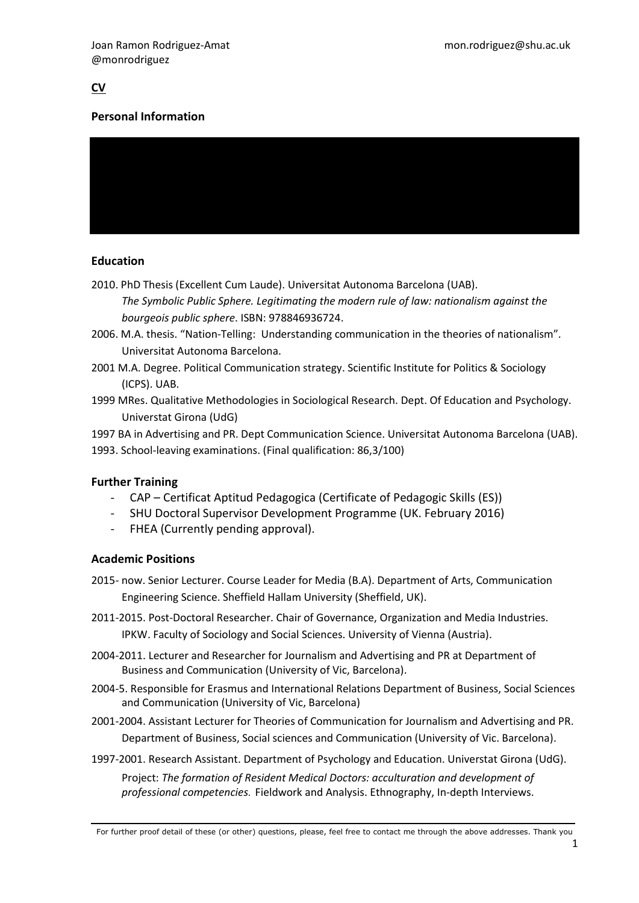Joan Ramon Rodriguez-Amat mon.rodriguez@shu.ac.uk
@monrodriguez

**CV**

**Personal Information**

**Education**

2010. PhD Thesis (Excellent Cum Laude). Universitat Autonoma Barcelona (UAB).
*The Symbolic Public Sphere. Legitimating the modern rule of law: nationalism against the bourgeois public sphere*. ISBN: 978846936724.

2006. M.A. thesis. "Nation-Telling: Understanding communication in the theories of nationalism". Universitat Autonoma Barcelona.

2001 M.A. Degree. Political Communication strategy. Scientific Institute for Politics & Sociology (ICPS). UAB.

1999 MRes. Qualitative Methodologies in Sociological Research. Dept. Of Education and Psychology. Universtat Girona (UdG)

1997 BA in Advertising and PR. Dept Communication Science. Universitat Autonoma Barcelona (UAB).

1993. School-leaving examinations. (Final qualification: 86,3/100)

**Further Training**

- CAP – Certificat Aptitud Pedagogica (Certificate of Pedagogic Skills (ES))
- SHU Doctoral Supervisor Development Programme (UK. February 2016)
- FHEA (Currently pending approval).

**Academic Positions**

2015- now. Senior Lecturer. Course Leader for Media (B.A). Department of Arts, Communication Engineering Science. Sheffield Hallam University (Sheffield, UK).

2011-2015. Post-Doctoral Researcher. Chair of Governance, Organization and Media Industries. IPKW. Faculty of Sociology and Social Sciences. University of Vienna (Austria).

2004-2011. Lecturer and Researcher for Journalism and Advertising and PR at Department of Business and Communication (University of Vic, Barcelona).

2004-5. Responsible for Erasmus and International Relations Department of Business, Social Sciences and Communication (University of Vic, Barcelona)

2001-2004. Assistant Lecturer for Theories of Communication for Journalism and Advertising and PR. Department of Business, Social sciences and Communication (University of Vic. Barcelona).

1997-2001. Research Assistant. Department of Psychology and Education. Universtat Girona (UdG).
Project: *The formation of Resident Medical Doctors: acculturation and development of professional competencies.* Fieldwork and Analysis. Ethnography, In-depth Interviews.

For further proof detail of these (or other) questions, please, feel free to contact me through the above addresses. Thank you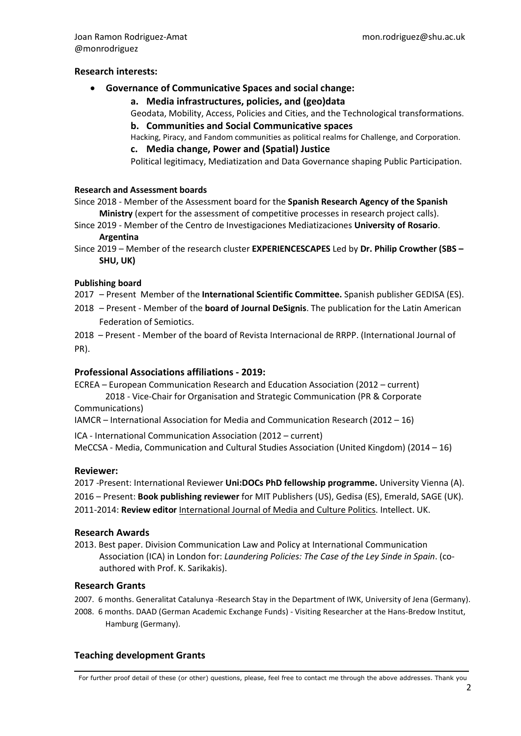Joan Ramon Rodriguez-Amat
@monrodriguez

mon.rodriguez@shu.ac.uk

## Research interests:

- **Governance of Communicative Spaces and social change:**
  - **a. Media infrastructures, policies, and (geo)data**
    Geodata, Mobility, Access, Policies and Cities, and the Technological transformations.
  - **b. Communities and Social Communicative spaces**
    Hacking, Piracy, and Fandom communities as political realms for Challenge, and Corporation.
  - **c. Media change, Power and (Spatial) Justice**
    Political legitimacy, Mediatization and Data Governance shaping Public Participation.

### Research and Assessment boards

Since 2018 - Member of the Assessment board for the **Spanish Research Agency of the Spanish Ministry** (expert for the assessment of competitive processes in research project calls).

Since 2019 - Member of the Centro de Investigaciones Mediatizaciones **University of Rosario**. **Argentina**

Since 2019 – Member of the research cluster **EXPERIENCESCAPES** Led by **Dr. Philip Crowther (SBS – SHU, UK)**

### Publishing board

2017 – Present Member of the **International Scientific Committee.** Spanish publisher GEDISA (ES).

2018 – Present - Member of the **board of Journal DeSignis**. The publication for the Latin American Federation of Semiotics.

2018 – Present - Member of the board of Revista Internacional de RRPP. (International Journal of PR).

## Professional Associations affiliations - 2019:

ECREA – European Communication Research and Education Association (2012 – current)
2018 - Vice-Chair for Organisation and Strategic Communication (PR & Corporate Communications)

IAMCR – International Association for Media and Communication Research (2012 – 16)

ICA - International Communication Association (2012 – current)

MeCCSA - Media, Communication and Cultural Studies Association (United Kingdom) (2014 – 16)

## Reviewer:

2017 -Present: International Reviewer **Uni:DOCs PhD fellowship programme.** University Vienna (A).

2016 – Present: **Book publishing reviewer** for MIT Publishers (US), Gedisa (ES), Emerald, SAGE (UK).

2011-2014: **Review editor** International Journal of Media and Culture Politics. Intellect. UK.

## Research Awards

2013. Best paper. Division Communication Law and Policy at International Communication Association (ICA) in London for: *Laundering Policies: The Case of the Ley Sinde in Spain*. (co-authored with Prof. K. Sarikakis).

## Research Grants

2007. 6 months. Generalitat Catalunya -Research Stay in the Department of IWK, University of Jena (Germany).

2008. 6 months. DAAD (German Academic Exchange Funds) - Visiting Researcher at the Hans-Bredow Institut, Hamburg (Germany).

## Teaching development Grants

For further proof detail of these (or other) questions, please, feel free to contact me through the above addresses. Thank you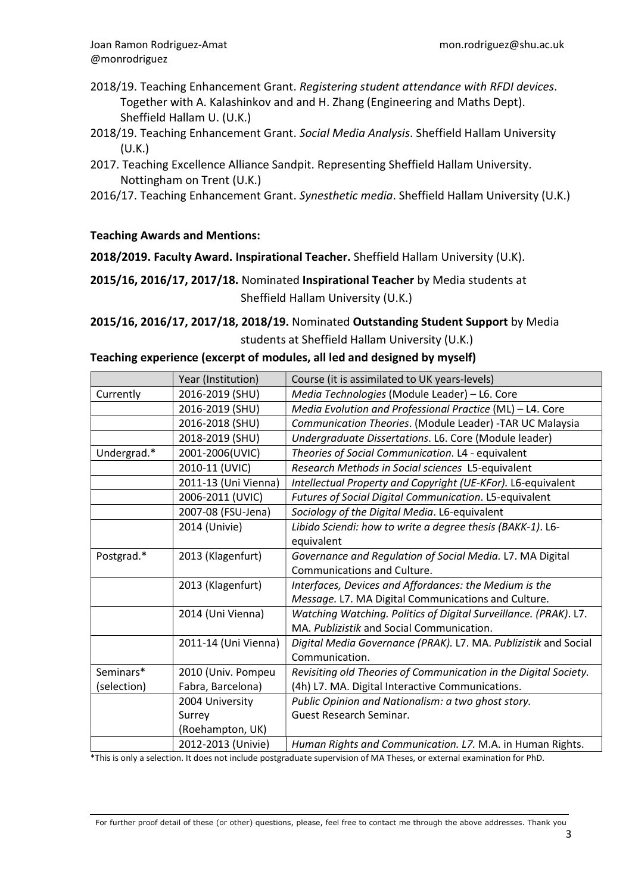2018/19. Teaching Enhancement Grant. *Registering student attendance with RFDI devices*. Together with A. Kalashinkov and and H. Zhang (Engineering and Maths Dept). Sheffield Hallam U. (U.K.)

2018/19. Teaching Enhancement Grant. *Social Media Analysis*. Sheffield Hallam University (U.K.)

2017. Teaching Excellence Alliance Sandpit. Representing Sheffield Hallam University. Nottingham on Trent (U.K.)

2016/17. Teaching Enhancement Grant. *Synesthetic media*. Sheffield Hallam University (U.K.)

**Teaching Awards and Mentions:**

**2018/2019. Faculty Award. Inspirational Teacher.** Sheffield Hallam University (U.K).

**2015/16, 2016/17, 2017/18.** Nominated **Inspirational Teacher** by Media students at Sheffield Hallam University (U.K.)

**2015/16, 2016/17, 2017/18, 2018/19.** Nominated **Outstanding Student Support** by Media students at Sheffield Hallam University (U.K.)

**Teaching experience (excerpt of modules, all led and designed by myself)**

| | Year (Institution) | Course (it is assimilated to UK years-levels) |
|---|---|---|
| Currently | 2016-2019 (SHU) | *Media Technologies* (Module Leader) – L6. Core |
| | 2016-2019 (SHU) | *Media Evolution and Professional Practice* (ML) – L4. Core |
| | 2016-2018 (SHU) | *Communication Theories*. (Module Leader) -TAR UC Malaysia |
| | 2018-2019 (SHU) | *Undergraduate Dissertations*. L6. Core (Module leader) |
| Undergrad.* | 2001-2006(UVIC) | *Theories of Social Communication*. L4 - equivalent |
| | 2010-11 (UVIC) | *Research Methods in Social sciences* L5-equivalent |
| | 2011-13 (Uni Vienna) | *Intellectual Property and Copyright (UE-KFor).* L6-equivalent |
| | 2006-2011 (UVIC) | *Futures of Social Digital Communication*. L5-equivalent |
| | 2007-08 (FSU-Jena) | *Sociology of the Digital Media*. L6-equivalent |
| | 2014 (Univie) | *Libido Sciendi: how to write a degree thesis (BAKK-1)*. L6-equivalent |
| Postgrad.* | 2013 (Klagenfurt) | *Governance and Regulation of Social Media.* L7. MA Digital Communications and Culture. |
| | 2013 (Klagenfurt) | *Interfaces, Devices and Affordances: the Medium is the Message.* L7. MA Digital Communications and Culture. |
| | 2014 (Uni Vienna) | *Watching Watching. Politics of Digital Surveillance. (PRAK).* L7. MA. *Publizistik* and Social Communication. |
| | 2011-14 (Uni Vienna) | *Digital Media Governance (PRAK).* L7. MA. *Publizistik* and Social Communication. |
| Seminars* (selection) | 2010 (Univ. Pompeu Fabra, Barcelona) | *Revisiting old Theories of Communication in the Digital Society.* (4h) L7. MA. Digital Interactive Communications. |
| | 2004 University Surrey (Roehampton, UK) | *Public Opinion and Nationalism: a two ghost story.* Guest Research Seminar. |
| | 2012-2013 (Univie) | *Human Rights and Communication. L7.* M.A. in Human Rights. |

*This is only a selection. It does not include postgraduate supervision of MA Theses, or external examination for PhD.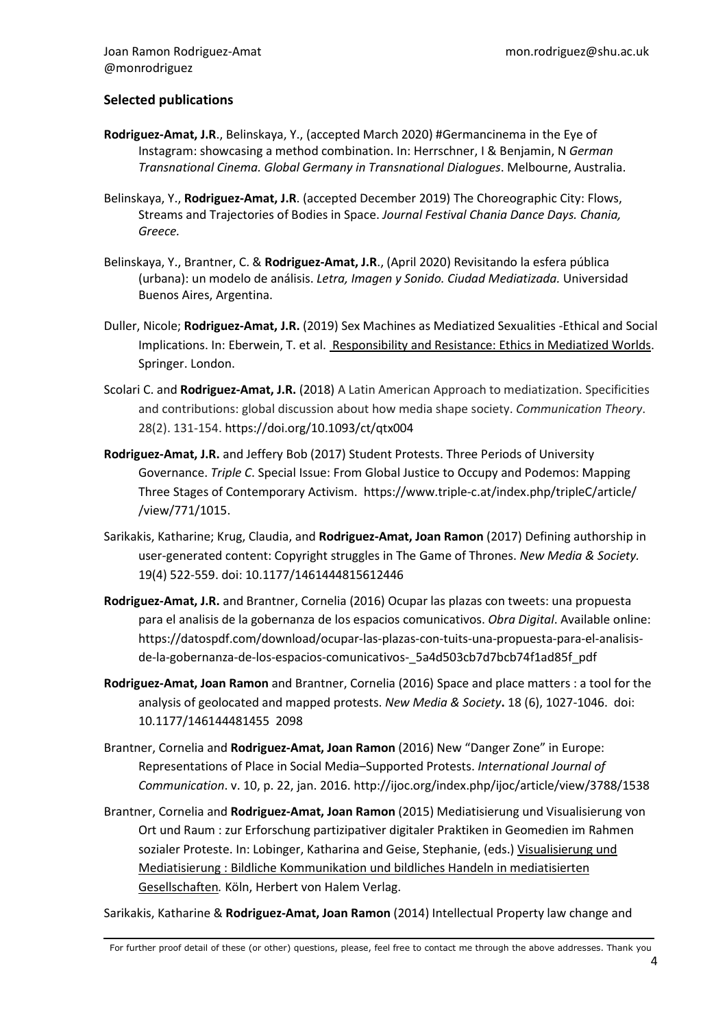## Selected publications

**Rodriguez-Amat, J.R**., Belinskaya, Y., (accepted March 2020) #Germancinema in the Eye of Instagram: showcasing a method combination. In: Herrschner, I & Benjamin, N *German Transnational Cinema. Global Germany in Transnational Dialogues*. Melbourne, Australia.

Belinskaya, Y., **Rodriguez-Amat, J.R**. (accepted December 2019) The Choreographic City: Flows, Streams and Trajectories of Bodies in Space. *Journal Festival Chania Dance Days. Chania, Greece.*

Belinskaya, Y., Brantner, C. & **Rodriguez-Amat, J.R**., (April 2020) Revisitando la esfera pública (urbana): un modelo de análisis. *Letra, Imagen y Sonido. Ciudad Mediatizada.* Universidad Buenos Aires, Argentina.

Duller, Nicole; **Rodriguez-Amat, J.R.** (2019) Sex Machines as Mediatized Sexualities -Ethical and Social Implications. In: Eberwein, T. et al. Responsibility and Resistance: Ethics in Mediatized Worlds. Springer. London.

Scolari C. and **Rodriguez-Amat, J.R.** (2018) A Latin American Approach to mediatization. Specificities and contributions: global discussion about how media shape society. *Communication Theory*. 28(2). 131-154. https://doi.org/10.1093/ct/qtx004

**Rodriguez-Amat, J.R.** and Jeffery Bob (2017) Student Protests. Three Periods of University Governance. *Triple C*. Special Issue: From Global Justice to Occupy and Podemos: Mapping Three Stages of Contemporary Activism. https://www.triple-c.at/index.php/tripleC/article/ /view/771/1015.

Sarikakis, Katharine; Krug, Claudia, and **Rodriguez-Amat, Joan Ramon** (2017) Defining authorship in user-generated content: Copyright struggles in The Game of Thrones. *New Media & Society.* 19(4) 522-559. doi: 10.1177/1461444815612446

**Rodriguez-Amat, J.R.** and Brantner, Cornelia (2016) Ocupar las plazas con tweets: una propuesta para el analisis de la gobernanza de los espacios comunicativos. *Obra Digital*. Available online: https://datospdf.com/download/ocupar-las-plazas-con-tuits-una-propuesta-para-el-analisis-de-la-gobernanza-de-los-espacios-comunicativos-_5a4d503cb7d7bcb74f1ad85f_pdf

**Rodriguez-Amat, Joan Ramon** and Brantner, Cornelia (2016) Space and place matters : a tool for the analysis of geolocated and mapped protests. *New Media & Society***.** 18 (6), 1027-1046. doi: 10.1177/146144481455 2098

Brantner, Cornelia and **Rodriguez-Amat, Joan Ramon** (2016) New "Danger Zone" in Europe: Representations of Place in Social Media–Supported Protests. *International Journal of Communication*. v. 10, p. 22, jan. 2016. http://ijoc.org/index.php/ijoc/article/view/3788/1538

Brantner, Cornelia and **Rodriguez-Amat, Joan Ramon** (2015) Mediatisierung und Visualisierung von Ort und Raum : zur Erforschung partizipativer digitaler Praktiken in Geomedien im Rahmen sozialer Proteste. In: Lobinger, Katharina and Geise, Stephanie, (eds.) Visualisierung und Mediatisierung : Bildliche Kommunikation und bildliches Handeln in mediatisierten Gesellschaften*.* Köln, Herbert von Halem Verlag.

Sarikakis, Katharine & **Rodriguez-Amat, Joan Ramon** (2014) Intellectual Property law change and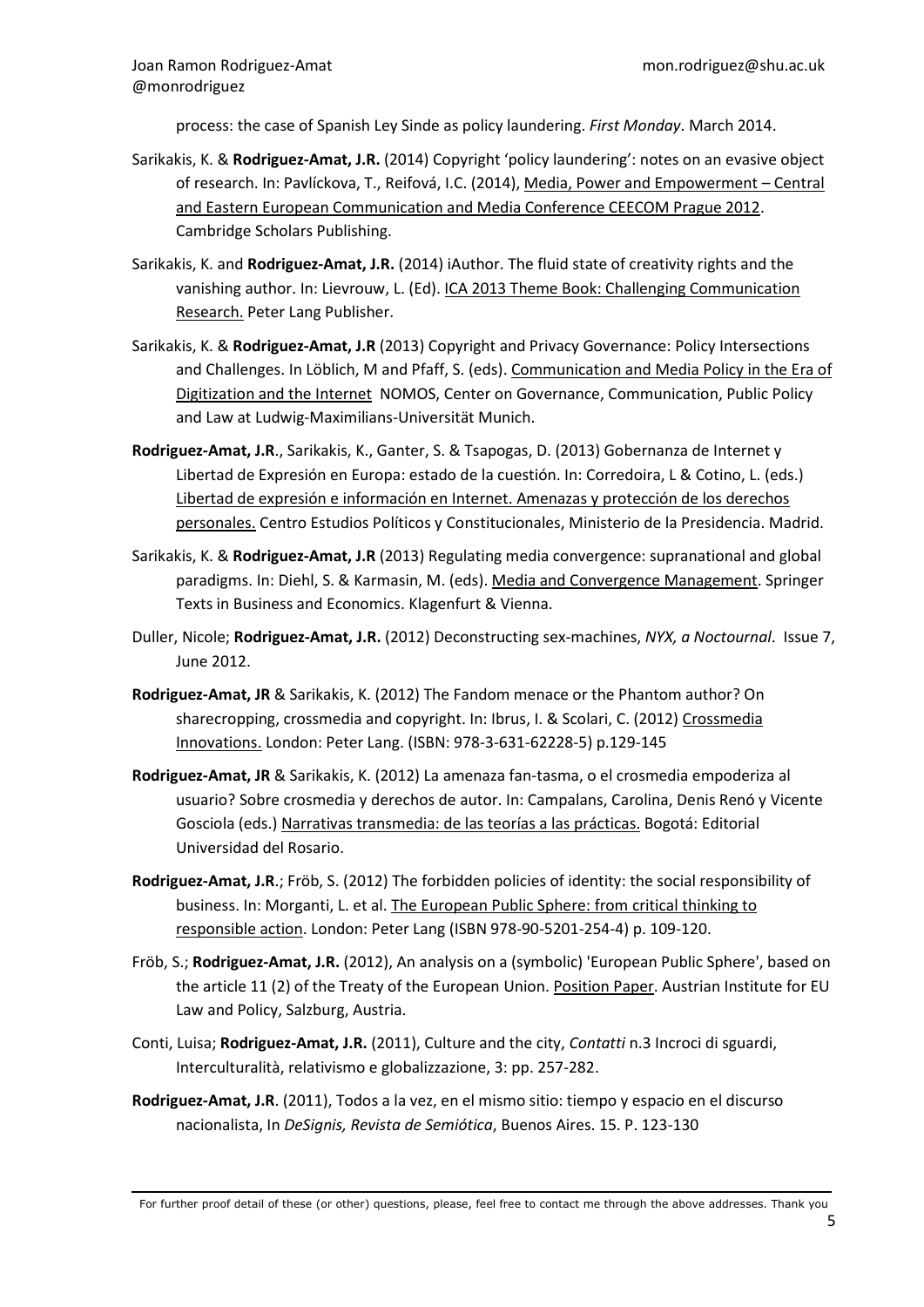process: the case of Spanish Ley Sinde as policy laundering. *First Monday*. March 2014.

Sarikakis, K. & **Rodriguez-Amat, J.R.** (2014) Copyright 'policy laundering': notes on an evasive object of research. In: Pavlíckova, T., Reifová, I.C. (2014), <u>Media, Power and Empowerment – Central and Eastern European Communication and Media Conference CEECOM Prague 2012</u>. Cambridge Scholars Publishing.

Sarikakis, K. and **Rodriguez-Amat, J.R.** (2014) iAuthor. The fluid state of creativity rights and the vanishing author. In: Lievrouw, L. (Ed). <u>ICA 2013 Theme Book: Challenging Communication Research.</u> Peter Lang Publisher.

Sarikakis, K. & **Rodriguez-Amat, J.R** (2013) Copyright and Privacy Governance: Policy Intersections and Challenges. In Löblich, M and Pfaff, S. (eds). <u>Communication and Media Policy in the Era of Digitization and the Internet</u> NOMOS, Center on Governance, Communication, Public Policy and Law at Ludwig-Maximilians-Universität Munich.

**Rodriguez-Amat, J.R**., Sarikakis, K., Ganter, S. & Tsapogas, D. (2013) Gobernanza de Internet y Libertad de Expresión en Europa: estado de la cuestión. In: Corredoira, L & Cotino, L. (eds.) <u>Libertad de expresión e información en Internet. Amenazas y protección de los derechos personales.</u> Centro Estudios Políticos y Constitucionales, Ministerio de la Presidencia. Madrid.

Sarikakis, K. & **Rodriguez-Amat, J.R** (2013) Regulating media convergence: supranational and global paradigms. In: Diehl, S. & Karmasin, M. (eds). <u>Media and Convergence Management</u>. Springer Texts in Business and Economics. Klagenfurt & Vienna.

Duller, Nicole; **Rodriguez-Amat, J.R.** (2012) Deconstructing sex-machines, *NYX, a Noctournal*. Issue 7, June 2012.

**Rodriguez-Amat, JR** & Sarikakis, K. (2012) The Fandom menace or the Phantom author? On sharecropping, crossmedia and copyright. In: Ibrus, I. & Scolari, C. (2012) <u>Crossmedia Innovations.</u> London: Peter Lang. (ISBN: 978-3-631-62228-5) p.129-145

**Rodriguez-Amat, JR** & Sarikakis, K. (2012) La amenaza fan-tasma, o el crosmedia empoderiza al usuario? Sobre crosmedia y derechos de autor. In: Campalans, Carolina, Denis Renó y Vicente Gosciola (eds.) <u>Narrativas transmedia: de las teorías a las prácticas.</u> Bogotá: Editorial Universidad del Rosario.

**Rodriguez-Amat, J.R**.; Fröb, S. (2012) The forbidden policies of identity: the social responsibility of business. In: Morganti, L. et al. <u>The European Public Sphere: from critical thinking to responsible action</u>. London: Peter Lang (ISBN 978-90-5201-254-4) p. 109-120.

Fröb, S.; **Rodriguez-Amat, J.R.** (2012), An analysis on a (symbolic) 'European Public Sphere', based on the article 11 (2) of the Treaty of the European Union. <u>Position Paper</u>. Austrian Institute for EU Law and Policy, Salzburg, Austria.

Conti, Luisa; **Rodriguez-Amat, J.R.** (2011), Culture and the city, *Contatti* n.3 Incroci di sguardi, Interculturalità, relativismo e globalizzazione, 3: pp. 257-282.

**Rodriguez-Amat, J.R**. (2011), Todos a la vez, en el mismo sitio: tiempo y espacio en el discurso nacionalista, In *DeSignis, Revista de Semiótica*, Buenos Aires. 15. P. 123-130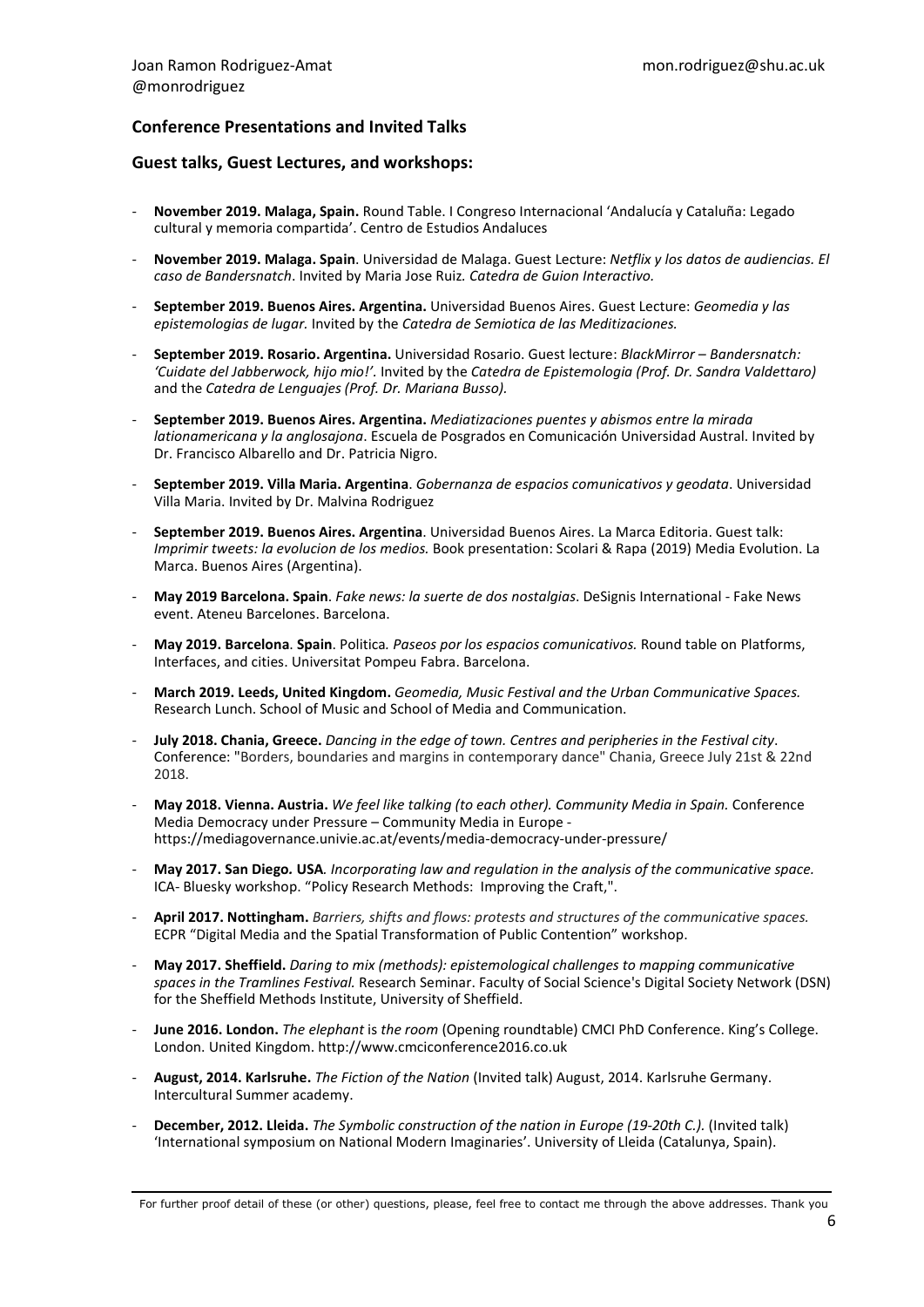## Conference Presentations and Invited Talks

### Guest talks, Guest Lectures, and workshops:

- **November 2019. Malaga, Spain.** Round Table. I Congreso Internacional 'Andalucía y Cataluña: Legado cultural y memoria compartida'. Centro de Estudios Andaluces
- **November 2019. Malaga. Spain**. Universidad de Malaga. Guest Lecture: *Netflix y los datos de audiencias. El caso de Bandersnatch*. Invited by Maria Jose Ruiz*. Catedra de Guion Interactivo.*
- **September 2019. Buenos Aires. Argentina.** Universidad Buenos Aires. Guest Lecture: *Geomedia y las epistemologias de lugar.* Invited by the *Catedra de Semiotica de las Meditizaciones.*
- **September 2019. Rosario. Argentina.** Universidad Rosario. Guest lecture: *BlackMirror – Bandersnatch: 'Cuidate del Jabberwock, hijo mio!'.* Invited by the *Catedra de Epistemologia (Prof. Dr. Sandra Valdettaro)* and the *Catedra de Lenguajes (Prof. Dr. Mariana Busso).*
- **September 2019. Buenos Aires. Argentina.** *Mediatizaciones puentes y abismos entre la mirada lationamericana y la anglosajona*. Escuela de Posgrados en Comunicación Universidad Austral. Invited by Dr. Francisco Albarello and Dr. Patricia Nigro.
- **September 2019. Villa Maria. Argentina**. *Gobernanza de espacios comunicativos y geodata*. Universidad Villa Maria. Invited by Dr. Malvina Rodriguez
- **September 2019. Buenos Aires. Argentina**. Universidad Buenos Aires. La Marca Editoria. Guest talk: *Imprimir tweets: la evolucion de los medios.* Book presentation: Scolari & Rapa (2019) Media Evolution. La Marca. Buenos Aires (Argentina).
- **May 2019 Barcelona. Spain**. *Fake news: la suerte de dos nostalgias*. DeSignis International - Fake News event. Ateneu Barcelones. Barcelona.
- **May 2019. Barcelona*.* Spain**. Politica*. Paseos por los espacios comunicativos.* Round table on Platforms, Interfaces, and cities. Universitat Pompeu Fabra. Barcelona.
- **March 2019. Leeds, United Kingdom.** *Geomedia, Music Festival and the Urban Communicative Spaces.* Research Lunch. School of Music and School of Media and Communication.
- **July 2018. Chania, Greece.** *Dancing in the edge of town. Centres and peripheries in the Festival city*. Conference: "Borders, boundaries and margins in contemporary dance" Chania, Greece July 21st & 22nd 2018.
- **May 2018. Vienna. Austria.** *We feel like talking (to each other). Community Media in Spain.* Conference Media Democracy under Pressure – Community Media in Europe - https://mediagovernance.univie.ac.at/events/media-democracy-under-pressure/
- **May 2017. San Diego. USA***. Incorporating law and regulation in the analysis of the communicative space.* ICA- Bluesky workshop. "Policy Research Methods: Improving the Craft,".
- **April 2017. Nottingham.** *Barriers, shifts and flows: protests and structures of the communicative spaces.* ECPR "Digital Media and the Spatial Transformation of Public Contention" workshop.
- **May 2017. Sheffield.** *Daring to mix (methods): epistemological challenges to mapping communicative spaces in the Tramlines Festival.* Research Seminar. Faculty of Social Science's Digital Society Network (DSN) for the Sheffield Methods Institute, University of Sheffield.
- **June 2016. London.** *The elephant* is *the room* (Opening roundtable) CMCI PhD Conference. King's College. London. United Kingdom. http://www.cmciconference2016.co.uk
- **August, 2014. Karlsruhe.** *The Fiction of the Nation* (Invited talk) August, 2014. Karlsruhe Germany. Intercultural Summer academy.
- **December, 2012. Lleida.** *The Symbolic construction of the nation in Europe (19-20th C.).* (Invited talk) 'International symposium on National Modern Imaginaries'. University of Lleida (Catalunya, Spain).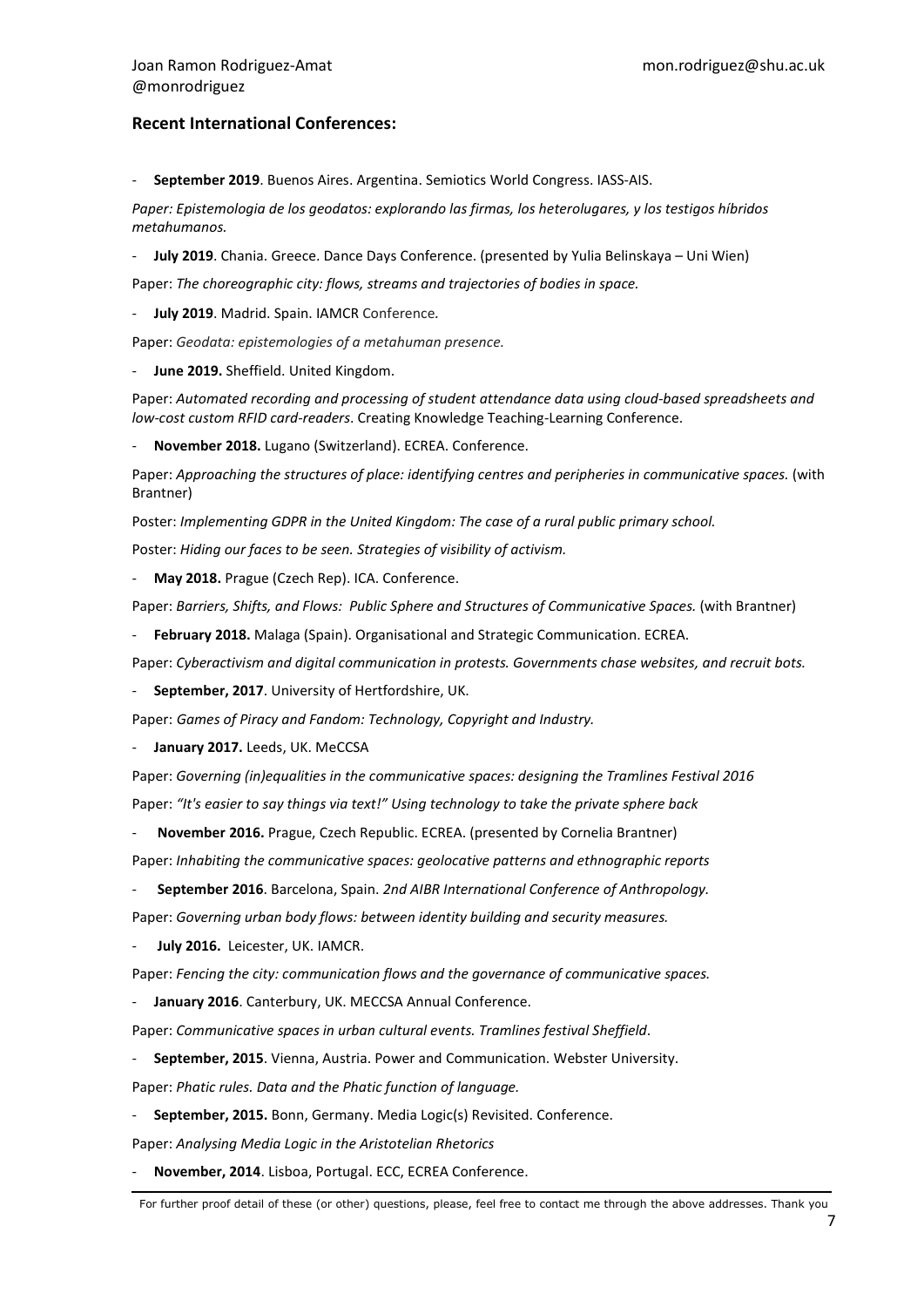## Recent International Conferences:

- **September 2019**. Buenos Aires. Argentina. Semiotics World Congress. IASS-AIS.

*Paper: Epistemologia de los geodatos: explorando las firmas, los heterolugares, y los testigos híbridos metahumanos.*

- **July 2019**. Chania. Greece. Dance Days Conference. (presented by Yulia Belinskaya – Uni Wien)

Paper: *The choreographic city: flows, streams and trajectories of bodies in space.*

- **July 2019**. Madrid. Spain. IAMCR Conference.

Paper: *Geodata: epistemologies of a metahuman presence.*

- **June 2019.** Sheffield. United Kingdom.

Paper: *Automated recording and processing of student attendance data using cloud-based spreadsheets and low-cost custom RFID card-readers*. Creating Knowledge Teaching-Learning Conference.

- **November 2018.** Lugano (Switzerland). ECREA. Conference.

Paper: *Approaching the structures of place: identifying centres and peripheries in communicative spaces.* (with Brantner)

Poster: *Implementing GDPR in the United Kingdom: The case of a rural public primary school.*

Poster: *Hiding our faces to be seen. Strategies of visibility of activism.*

- **May 2018.** Prague (Czech Rep). ICA. Conference.

Paper: *Barriers, Shifts, and Flows: Public Sphere and Structures of Communicative Spaces.* (with Brantner)

- **February 2018.** Malaga (Spain). Organisational and Strategic Communication. ECREA.

Paper: *Cyberactivism and digital communication in protests. Governments chase websites, and recruit bots.*

- **September, 2017**. University of Hertfordshire, UK.

Paper: *Games of Piracy and Fandom: Technology, Copyright and Industry.*

- **January 2017.** Leeds, UK. MeCCSA

Paper: *Governing (in)equalities in the communicative spaces: designing the Tramlines Festival 2016*

Paper: *"It's easier to say things via text!" Using technology to take the private sphere back*

- **November 2016.** Prague, Czech Republic. ECREA. (presented by Cornelia Brantner)

Paper: *Inhabiting the communicative spaces: geolocative patterns and ethnographic reports*

- **September 2016**. Barcelona, Spain. *2nd AIBR International Conference of Anthropology.*

Paper: *Governing urban body flows: between identity building and security measures.*

- **July 2016.** Leicester, UK. IAMCR.

Paper: *Fencing the city: communication flows and the governance of communicative spaces.*

- **January 2016**. Canterbury, UK. MECCSA Annual Conference.

Paper: *Communicative spaces in urban cultural events. Tramlines festival Sheffield*.

- **September, 2015**. Vienna, Austria. Power and Communication. Webster University.

Paper: *Phatic rules. Data and the Phatic function of language.*

- **September, 2015.** Bonn, Germany. Media Logic(s) Revisited. Conference.

Paper: *Analysing Media Logic in the Aristotelian Rhetorics*

- **November, 2014**. Lisboa, Portugal. ECC, ECREA Conference.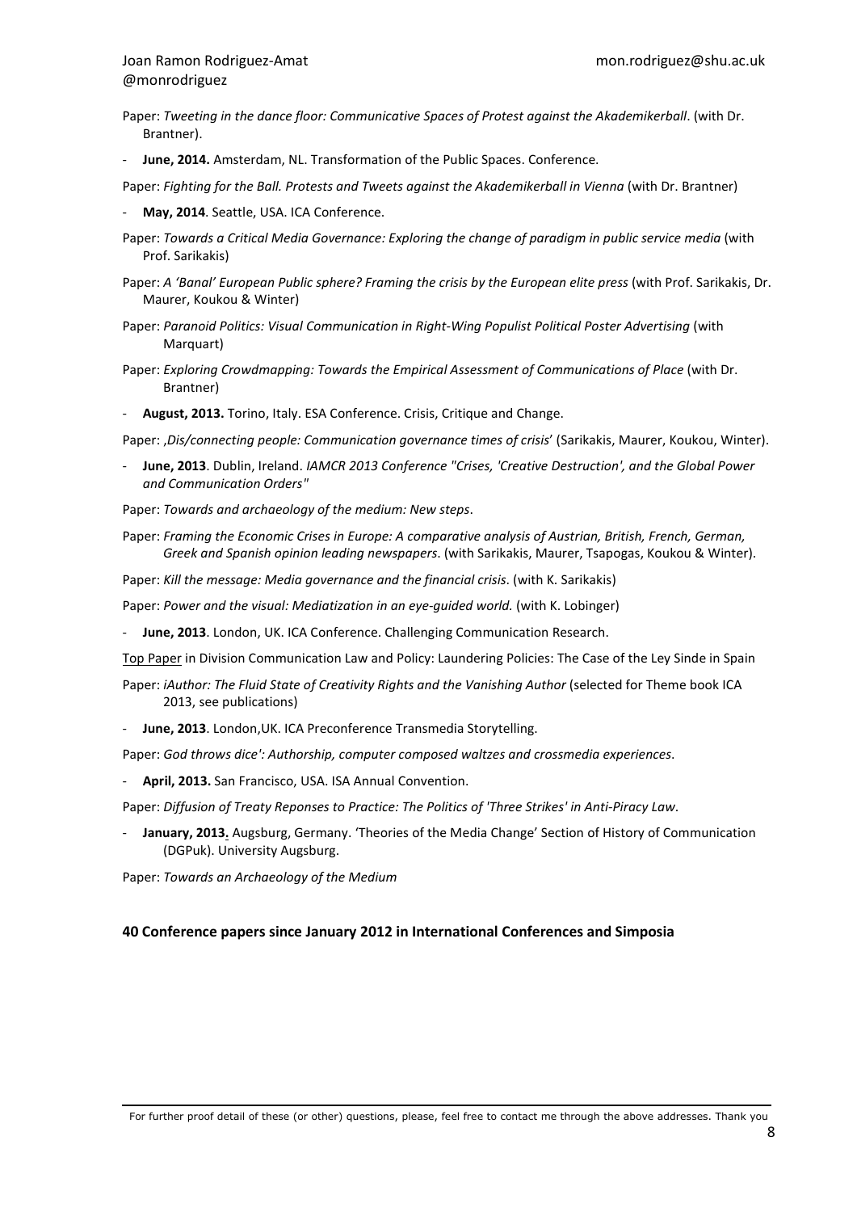Paper: *Tweeting in the dance floor: Communicative Spaces of Protest against the Akademikerball*. (with Dr. Brantner).

- **June, 2014.** Amsterdam, NL. Transformation of the Public Spaces. Conference.

Paper: *Fighting for the Ball. Protests and Tweets against the Akademikerball in Vienna* (with Dr. Brantner)

- **May, 2014**. Seattle, USA. ICA Conference.

Paper: *Towards a Critical Media Governance: Exploring the change of paradigm in public service media* (with Prof. Sarikakis)

Paper: *A 'Banal' European Public sphere? Framing the crisis by the European elite press* (with Prof. Sarikakis, Dr. Maurer, Koukou & Winter)

Paper: *Paranoid Politics: Visual Communication in Right-Wing Populist Political Poster Advertising* (with Marquart)

Paper: *Exploring Crowdmapping: Towards the Empirical Assessment of Communications of Place* (with Dr. Brantner)

- **August, 2013.** Torino, Italy. ESA Conference. Crisis, Critique and Change.

Paper: ‚*Dis/connecting people: Communication governance times of crisis*' (Sarikakis, Maurer, Koukou, Winter).

- **June, 2013**. Dublin, Ireland. *IAMCR 2013 Conference "Crises, 'Creative Destruction', and the Global Power and Communication Orders"*

Paper: *Towards and archaeology of the medium: New steps*.

Paper: *Framing the Economic Crises in Europe: A comparative analysis of Austrian, British, French, German, Greek and Spanish opinion leading newspapers*. (with Sarikakis, Maurer, Tsapogas, Koukou & Winter).

Paper: *Kill the message: Media governance and the financial crisis*. (with K. Sarikakis)

Paper: *Power and the visual: Mediatization in an eye-guided world.* (with K. Lobinger)

- **June, 2013**. London, UK. ICA Conference. Challenging Communication Research.

Top Paper in Division Communication Law and Policy: Laundering Policies: The Case of the Ley Sinde in Spain

Paper: *iAuthor: The Fluid State of Creativity Rights and the Vanishing Author* (selected for Theme book ICA 2013, see publications)

- **June, 2013**. London,UK. ICA Preconference Transmedia Storytelling.

Paper: *God throws dice': Authorship, computer composed waltzes and crossmedia experiences*.

- **April, 2013.** San Francisco, USA. ISA Annual Convention.

Paper: *Diffusion of Treaty Reponses to Practice: The Politics of 'Three Strikes' in Anti-Piracy Law*.

- **January, 2013.** Augsburg, Germany. 'Theories of the Media Change' Section of History of Communication (DGPuk). University Augsburg.

Paper: *Towards an Archaeology of the Medium*

**40 Conference papers since January 2012 in International Conferences and Simposia**

For further proof detail of these (or other) questions, please, feel free to contact me through the above addresses. Thank you